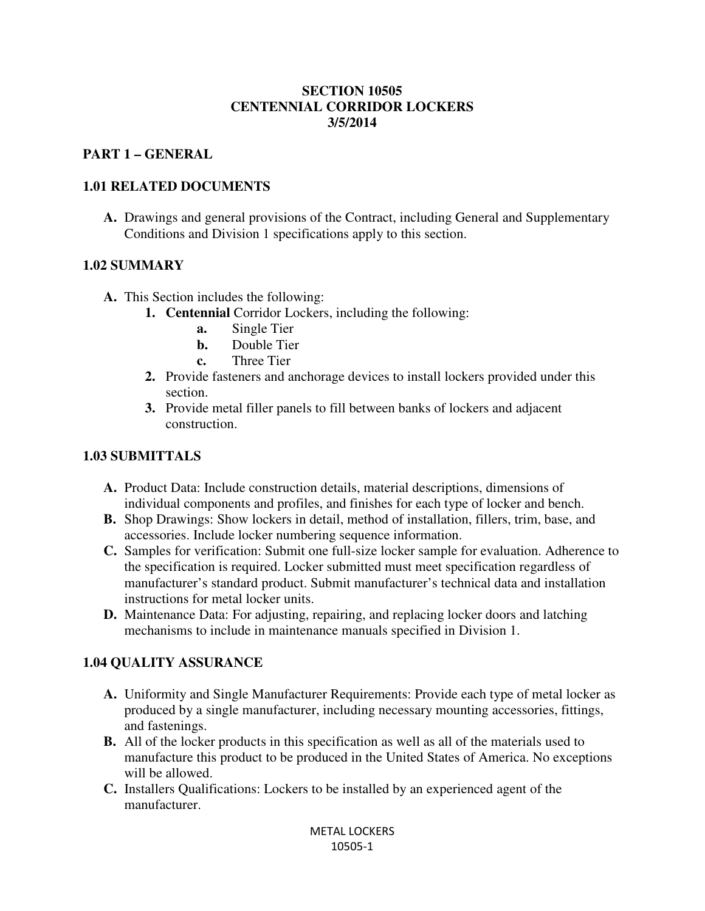# SECTION 10505
# CENTENNIAL CORRIDOR LOCKERS
# 3/5/2014

## PART 1 – GENERAL

### 1.01 RELATED DOCUMENTS

**A.** Drawings and general provisions of the Contract, including General and Supplementary Conditions and Division 1 specifications apply to this section.

### 1.02 SUMMARY

**A.** This Section includes the following:

1. **Centennial** Corridor Lockers, including the following:
   - **a.** Single Tier
   - **b.** Double Tier
   - **c.** Three Tier
2. Provide fasteners and anchorage devices to install lockers provided under this section.
3. Provide metal filler panels to fill between banks of lockers and adjacent construction.

### 1.03 SUBMITTALS

**A.** Product Data: Include construction details, material descriptions, dimensions of individual components and profiles, and finishes for each type of locker and bench.

**B.** Shop Drawings: Show lockers in detail, method of installation, fillers, trim, base, and accessories. Include locker numbering sequence information.

**C.** Samples for verification: Submit one full-size locker sample for evaluation. Adherence to the specification is required. Locker submitted must meet specification regardless of manufacturer's standard product. Submit manufacturer's technical data and installation instructions for metal locker units.

**D.** Maintenance Data: For adjusting, repairing, and replacing locker doors and latching mechanisms to include in maintenance manuals specified in Division 1.

### 1.04 QUALITY ASSURANCE

**A.** Uniformity and Single Manufacturer Requirements: Provide each type of metal locker as produced by a single manufacturer, including necessary mounting accessories, fittings, and fastenings.

**B.** All of the locker products in this specification as well as all of the materials used to manufacture this product to be produced in the United States of America. No exceptions will be allowed.

**C.** Installers Qualifications: Lockers to be installed by an experienced agent of the manufacturer.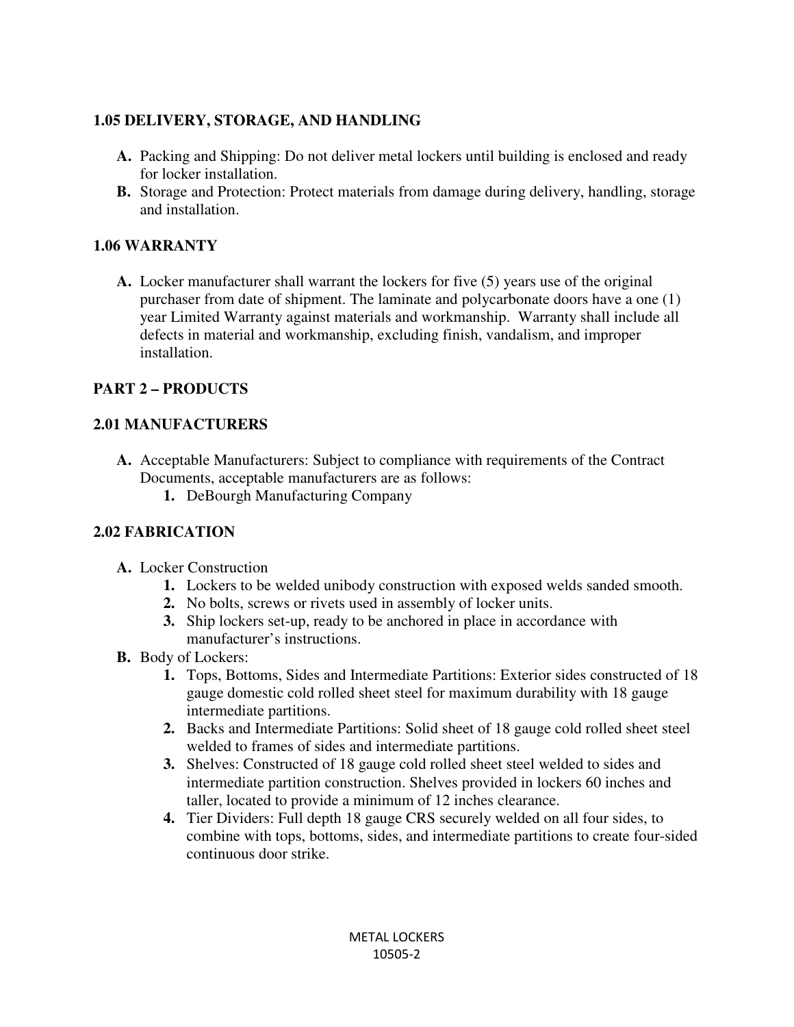### 1.05 DELIVERY, STORAGE, AND HANDLING

- **A.** Packing and Shipping: Do not deliver metal lockers until building is enclosed and ready for locker installation.
- **B.** Storage and Protection: Protect materials from damage during delivery, handling, storage and installation.

### 1.06 WARRANTY

- **A.** Locker manufacturer shall warrant the lockers for five (5) years use of the original purchaser from date of shipment. The laminate and polycarbonate doors have a one (1) year Limited Warranty against materials and workmanship. Warranty shall include all defects in material and workmanship, excluding finish, vandalism, and improper installation.

## PART 2 – PRODUCTS

### 2.01 MANUFACTURERS

- **A.** Acceptable Manufacturers: Subject to compliance with requirements of the Contract Documents, acceptable manufacturers are as follows:
  1. DeBourgh Manufacturing Company

### 2.02 FABRICATION

- **A.** Locker Construction
  1. Lockers to be welded unibody construction with exposed welds sanded smooth.
  2. No bolts, screws or rivets used in assembly of locker units.
  3. Ship lockers set-up, ready to be anchored in place in accordance with manufacturer's instructions.
- **B.** Body of Lockers:
  1. Tops, Bottoms, Sides and Intermediate Partitions: Exterior sides constructed of 18 gauge domestic cold rolled sheet steel for maximum durability with 18 gauge intermediate partitions.
  2. Backs and Intermediate Partitions: Solid sheet of 18 gauge cold rolled sheet steel welded to frames of sides and intermediate partitions.
  3. Shelves: Constructed of 18 gauge cold rolled sheet steel welded to sides and intermediate partition construction. Shelves provided in lockers 60 inches and taller, located to provide a minimum of 12 inches clearance.
  4. Tier Dividers: Full depth 18 gauge CRS securely welded on all four sides, to combine with tops, bottoms, sides, and intermediate partitions to create four-sided continuous door strike.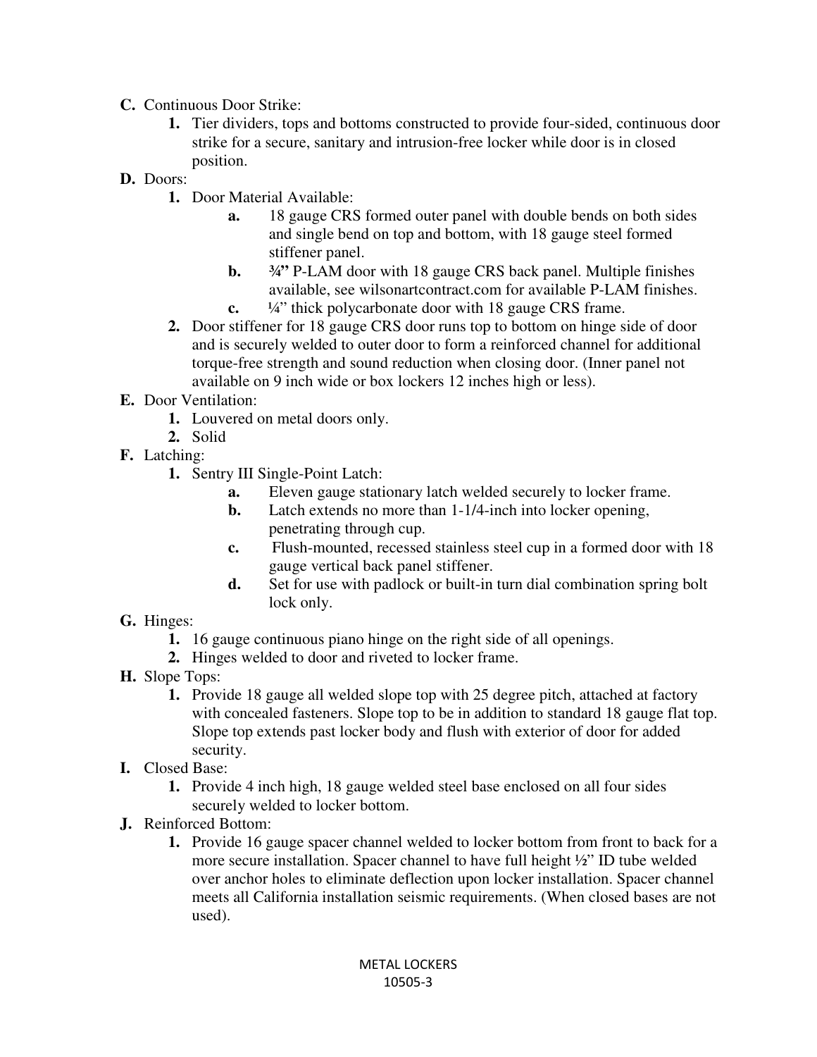**C.** Continuous Door Strike:

   **1.** Tier dividers, tops and bottoms constructed to provide four-sided, continuous door strike for a secure, sanitary and intrusion-free locker while door is in closed position.

**D.** Doors:

   **1.** Door Material Available:

      **a.** 18 gauge CRS formed outer panel with double bends on both sides and single bend on top and bottom, with 18 gauge steel formed stiffener panel.

      **b.** **¾"** P-LAM door with 18 gauge CRS back panel. Multiple finishes available, see wilsonartcontract.com for available P-LAM finishes.

      **c.** ¼" thick polycarbonate door with 18 gauge CRS frame.

   **2.** Door stiffener for 18 gauge CRS door runs top to bottom on hinge side of door and is securely welded to outer door to form a reinforced channel for additional torque-free strength and sound reduction when closing door. (Inner panel not available on 9 inch wide or box lockers 12 inches high or less).

**E.** Door Ventilation:

   **1.** Louvered on metal doors only.

   **2.** Solid

**F.** Latching:

   **1.** Sentry III Single-Point Latch:

      **a.** Eleven gauge stationary latch welded securely to locker frame.

      **b.** Latch extends no more than 1-1/4-inch into locker opening, penetrating through cup.

      **c.** Flush-mounted, recessed stainless steel cup in a formed door with 18 gauge vertical back panel stiffener.

      **d.** Set for use with padlock or built-in turn dial combination spring bolt lock only.

**G.** Hinges:

   **1.** 16 gauge continuous piano hinge on the right side of all openings.

   **2.** Hinges welded to door and riveted to locker frame.

**H.** Slope Tops:

   **1.** Provide 18 gauge all welded slope top with 25 degree pitch, attached at factory with concealed fasteners. Slope top to be in addition to standard 18 gauge flat top. Slope top extends past locker body and flush with exterior of door for added security.

**I.** Closed Base:

   **1.** Provide 4 inch high, 18 gauge welded steel base enclosed on all four sides securely welded to locker bottom.

**J.** Reinforced Bottom:

   **1.** Provide 16 gauge spacer channel welded to locker bottom from front to back for a more secure installation. Spacer channel to have full height ½" ID tube welded over anchor holes to eliminate deflection upon locker installation. Spacer channel meets all California installation seismic requirements. (When closed bases are not used).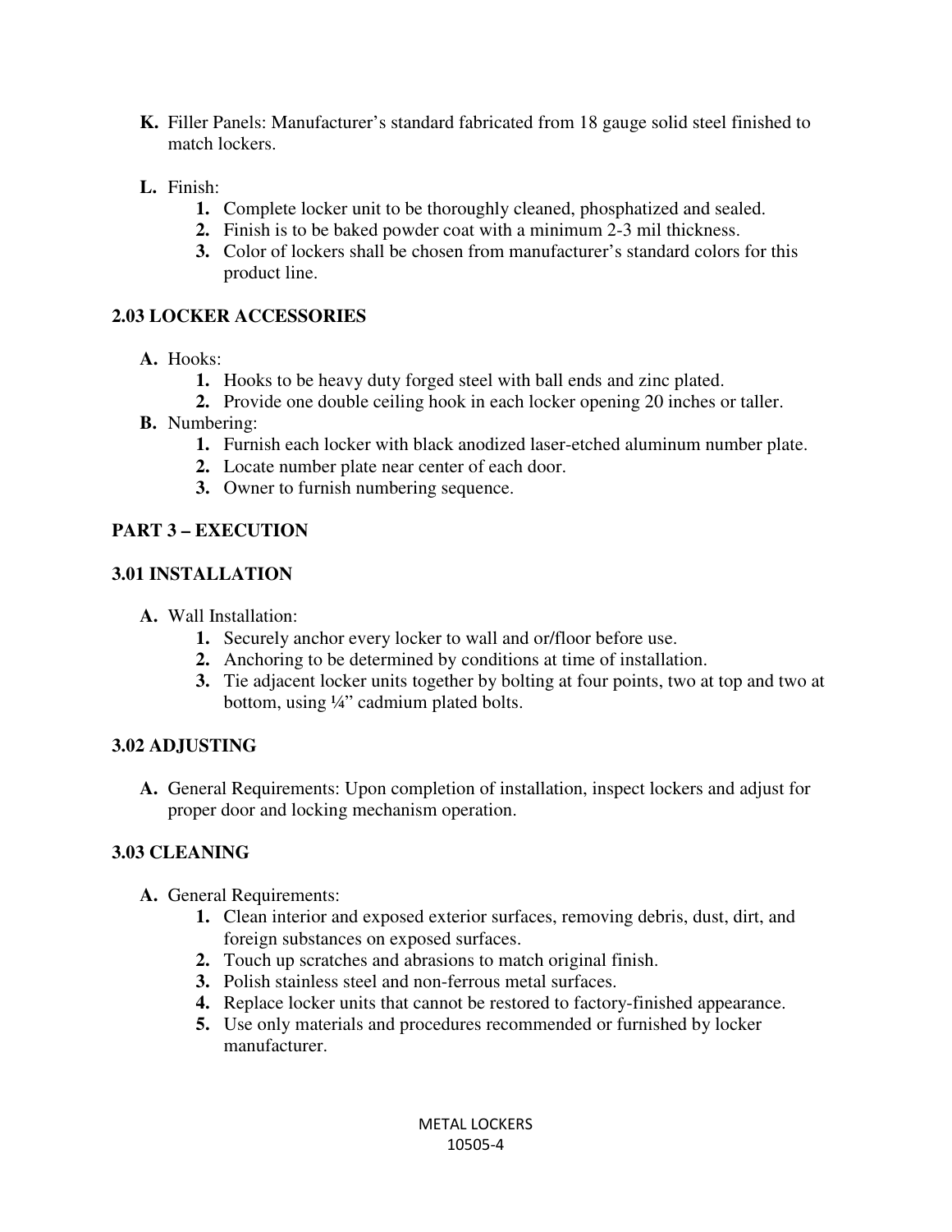**K.** Filler Panels: Manufacturer's standard fabricated from 18 gauge solid steel finished to match lockers.

**L.** Finish:

1. Complete locker unit to be thoroughly cleaned, phosphatized and sealed.
2. Finish is to be baked powder coat with a minimum 2-3 mil thickness.
3. Color of lockers shall be chosen from manufacturer's standard colors for this product line.

## 2.03 LOCKER ACCESSORIES

**A.** Hooks:

1. Hooks to be heavy duty forged steel with ball ends and zinc plated.
2. Provide one double ceiling hook in each locker opening 20 inches or taller.

**B.** Numbering:

1. Furnish each locker with black anodized laser-etched aluminum number plate.
2. Locate number plate near center of each door.
3. Owner to furnish numbering sequence.

# PART 3 – EXECUTION

## 3.01 INSTALLATION

**A.** Wall Installation:

1. Securely anchor every locker to wall and or/floor before use.
2. Anchoring to be determined by conditions at time of installation.
3. Tie adjacent locker units together by bolting at four points, two at top and two at bottom, using ¼" cadmium plated bolts.

## 3.02 ADJUSTING

**A.** General Requirements: Upon completion of installation, inspect lockers and adjust for proper door and locking mechanism operation.

## 3.03 CLEANING

**A.** General Requirements:

1. Clean interior and exposed exterior surfaces, removing debris, dust, dirt, and foreign substances on exposed surfaces.
2. Touch up scratches and abrasions to match original finish.
3. Polish stainless steel and non-ferrous metal surfaces.
4. Replace locker units that cannot be restored to factory-finished appearance.
5. Use only materials and procedures recommended or furnished by locker manufacturer.